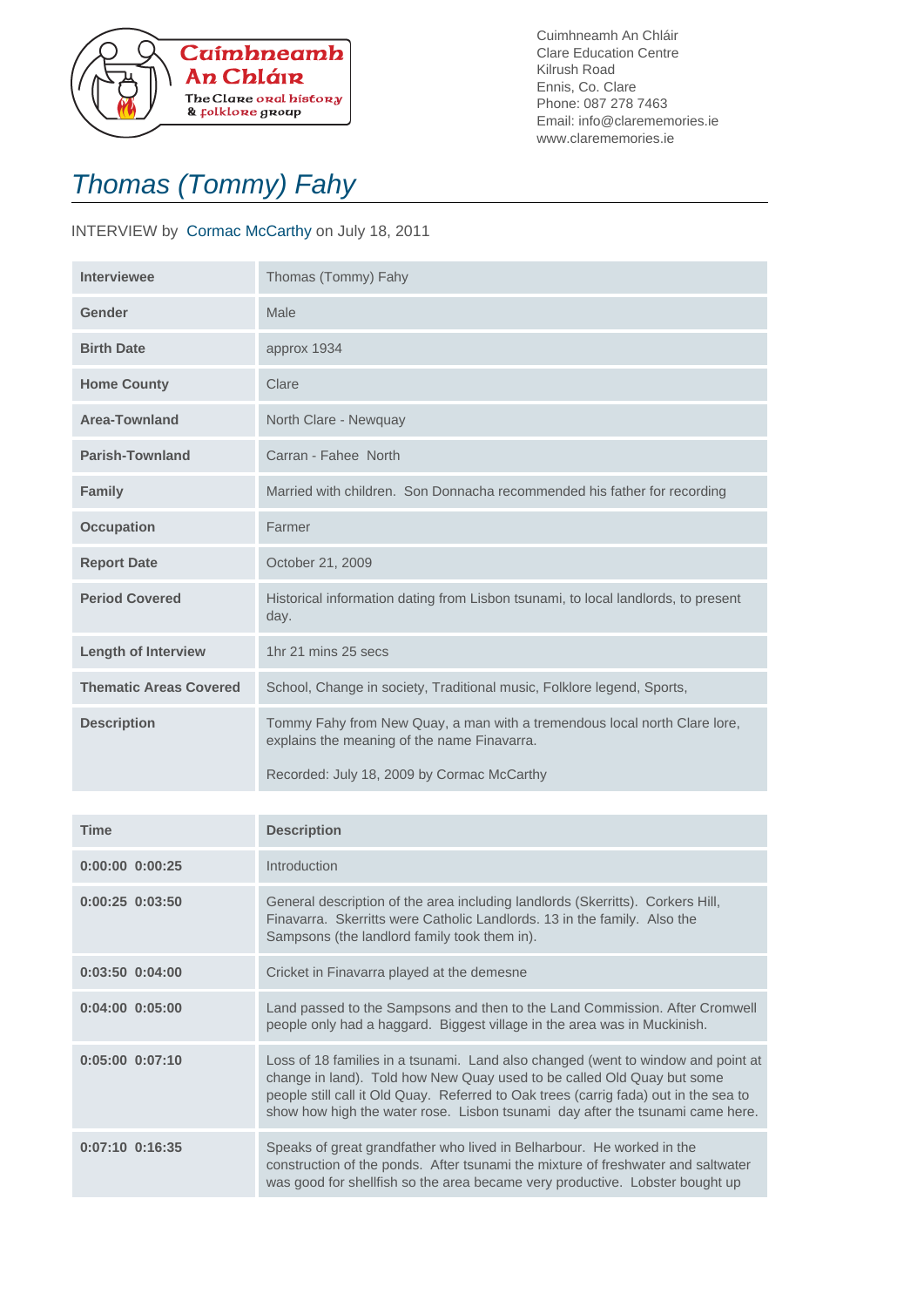Cuimhneamh An Chláir
The Clare oral history & folklore group

Cuimhneamh An Chláir
Clare Education Centre
Kilrush Road
Ennis, Co. Clare
Phone: 087 278 7463
Email: info@clarememories.ie
www.clarememories.ie

# Thomas (Tommy) Fahy

INTERVIEW by Cormac McCarthy on July 18, 2011

| | |
|---|---|
| **Interviewee** | Thomas (Tommy) Fahy |
| **Gender** | Male |
| **Birth Date** | approx 1934 |
| **Home County** | Clare |
| **Area-Townland** | North Clare - Newquay |
| **Parish-Townland** | Carran - Fahee North |
| **Family** | Married with children. Son Donnacha recommended his father for recording |
| **Occupation** | Farmer |
| **Report Date** | October 21, 2009 |
| **Period Covered** | Historical information dating from Lisbon tsunami, to local landlords, to present day. |
| **Length of Interview** | 1hr 21 mins 25 secs |
| **Thematic Areas Covered** | School, Change in society, Traditional music, Folklore legend, Sports, |
| **Description** | Tommy Fahy from New Quay, a man with a tremendous local north Clare lore, explains the meaning of the name Finavarra.<br><br>Recorded: July 18, 2009 by Cormac McCarthy |

| Time | Description |
|---|---|
| **0:00:00 0:00:25** | Introduction |
| **0:00:25 0:03:50** | General description of the area including landlords (Skerritts). Corkers Hill, Finavarra. Skerritts were Catholic Landlords. 13 in the family. Also the Sampsons (the landlord family took them in). |
| **0:03:50 0:04:00** | Cricket in Finavarra played at the demesne |
| **0:04:00 0:05:00** | Land passed to the Sampsons and then to the Land Commission. After Cromwell people only had a haggard. Biggest village in the area was in Muckinish. |
| **0:05:00 0:07:10** | Loss of 18 families in a tsunami. Land also changed (went to window and point at change in land). Told how New Quay used to be called Old Quay but some people still call it Old Quay. Referred to Oak trees (carrig fada) out in the sea to show how high the water rose. Lisbon tsunami day after the tsunami came here. |
| **0:07:10 0:16:35** | Speaks of great grandfather who lived in Belharbour. He worked in the construction of the ponds. After tsunami the mixture of freshwater and saltwater was good for shellfish so the area became very productive. Lobster bought up |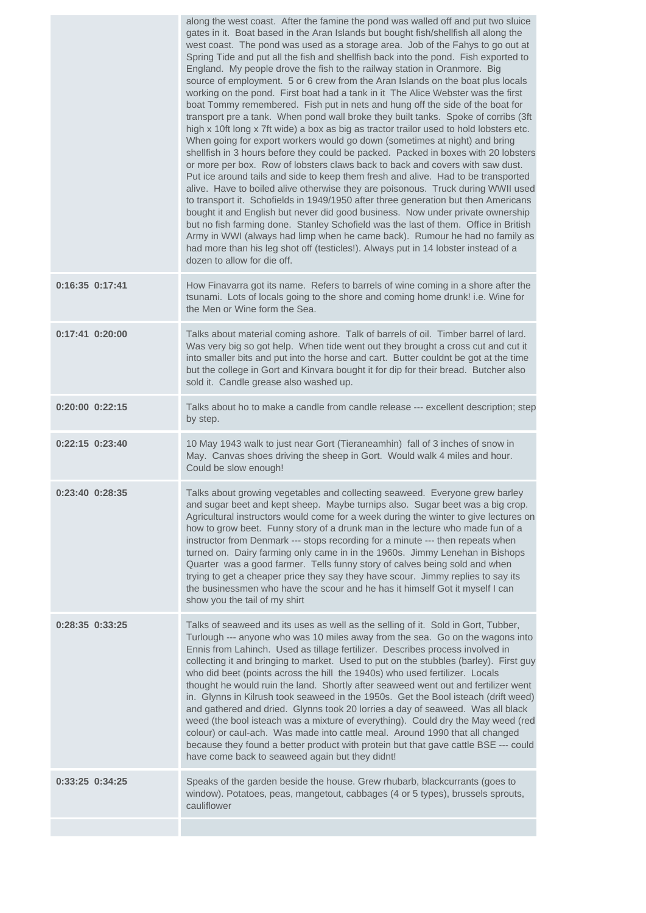| | |
|---|---|
| | along the west coast. After the famine the pond was walled off and put two sluice gates in it. Boat based in the Aran Islands but bought fish/shellfish all along the west coast. The pond was used as a storage area. Job of the Fahys to go out at Spring Tide and put all the fish and shellfish back into the pond. Fish exported to England. My people drove the fish to the railway station in Oranmore. Big source of employment. 5 or 6 crew from the Aran Islands on the boat plus locals working on the pond. First boat had a tank in it The Alice Webster was the first boat Tommy remembered. Fish put in nets and hung off the side of the boat for transport pre a tank. When pond wall broke they built tanks. Spoke of corribs (3ft high x 10ft long x 7ft wide) a box as big as tractor trailor used to hold lobsters etc. When going for export workers would go down (sometimes at night) and bring shellfish in 3 hours before they could be packed. Packed in boxes with 20 lobsters or more per box. Row of lobsters claws back to back and covers with saw dust. Put ice around tails and side to keep them fresh and alive. Had to be transported alive. Have to boiled alive otherwise they are poisonous. Truck during WWII used to transport it. Schofields in 1949/1950 after three generation but then Americans bought it and English but never did good business. Now under private ownership but no fish farming done. Stanley Schofield was the last of them. Office in British Army in WWI (always had limp when he came back). Rumour he had no family as had more than his leg shot off (testicles!). Always put in 14 lobster instead of a dozen to allow for die off. |
| **0:16:35 0:17:41** | How Finavarra got its name. Refers to barrels of wine coming in a shore after the tsunami. Lots of locals going to the shore and coming home drunk! i.e. Wine for the Men or Wine form the Sea. |
| **0:17:41 0:20:00** | Talks about material coming ashore. Talk of barrels of oil. Timber barrel of lard. Was very big so got help. When tide went out they brought a cross cut and cut it into smaller bits and put into the horse and cart. Butter couldnt be got at the time but the college in Gort and Kinvara bought it for dip for their bread. Butcher also sold it. Candle grease also washed up. |
| **0:20:00 0:22:15** | Talks about ho to make a candle from candle release --- excellent description; step by step. |
| **0:22:15 0:23:40** | 10 May 1943 walk to just near Gort (Tieraneamhin) fall of 3 inches of snow in May. Canvas shoes driving the sheep in Gort. Would walk 4 miles and hour. Could be slow enough! |
| **0:23:40 0:28:35** | Talks about growing vegetables and collecting seaweed. Everyone grew barley and sugar beet and kept sheep. Maybe turnips also. Sugar beet was a big crop. Agricultural instructors would come for a week during the winter to give lectures on how to grow beet. Funny story of a drunk man in the lecture who made fun of a instructor from Denmark --- stops recording for a minute --- then repeats when turned on. Dairy farming only came in in the 1960s. Jimmy Lenehan in Bishops Quarter was a good farmer. Tells funny story of calves being sold and when trying to get a cheaper price they say they have scour. Jimmy replies to say its the businessmen who have the scour and he has it himself Got it myself I can show you the tail of my shirt |
| **0:28:35 0:33:25** | Talks of seaweed and its uses as well as the selling of it. Sold in Gort, Tubber, Turlough --- anyone who was 10 miles away from the sea. Go on the wagons into Ennis from Lahinch. Used as tillage fertilizer. Describes process involved in collecting it and bringing to market. Used to put on the stubbles (barley). First guy who did beet (points across the hill the 1940s) who used fertilizer. Locals thought he would ruin the land. Shortly after seaweed went out and fertilizer went in. Glynns in Kilrush took seaweed in the 1950s. Get the Bool isteach (drift weed) and gathered and dried. Glynns took 20 lorries a day of seaweed. Was all black weed (the bool isteach was a mixture of everything). Could dry the May weed (red colour) or caul-ach. Was made into cattle meal. Around 1990 that all changed because they found a better product with protein but that gave cattle BSE --- could have come back to seaweed again but they didnt! |
| **0:33:25 0:34:25** | Speaks of the garden beside the house. Grew rhubarb, blackcurrants (goes to window). Potatoes, peas, mangetout, cabbages (4 or 5 types), brussels sprouts, cauliflower |
| | |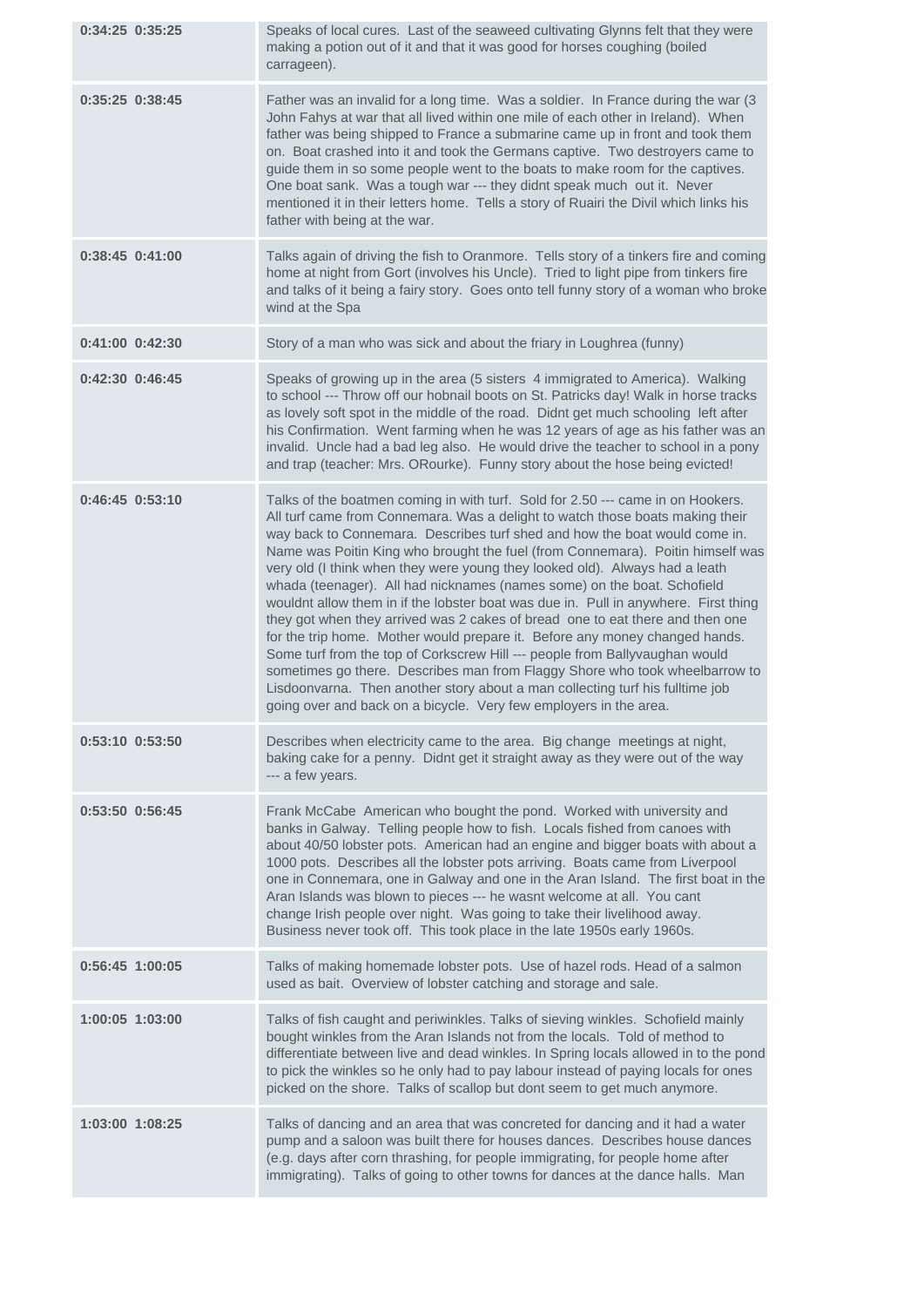| | |
|---|---|
| **0:34:25 0:35:25** | Speaks of local cures. Last of the seaweed cultivating Glynns felt that they were making a potion out of it and that it was good for horses coughing (boiled carrageen). |
| **0:35:25 0:38:45** | Father was an invalid for a long time. Was a soldier. In France during the war (3 John Fahys at war that all lived within one mile of each other in Ireland). When father was being shipped to France a submarine came up in front and took them on. Boat crashed into it and took the Germans captive. Two destroyers came to guide them in so some people went to the boats to make room for the captives. One boat sank. Was a tough war --- they didnt speak much out it. Never mentioned it in their letters home. Tells a story of Ruairi the Divil which links his father with being at the war. |
| **0:38:45 0:41:00** | Talks again of driving the fish to Oranmore. Tells story of a tinkers fire and coming home at night from Gort (involves his Uncle). Tried to light pipe from tinkers fire and talks of it being a fairy story. Goes onto tell funny story of a woman who broke wind at the Spa |
| **0:41:00 0:42:30** | Story of a man who was sick and about the friary in Loughrea (funny) |
| **0:42:30 0:46:45** | Speaks of growing up in the area (5 sisters 4 immigrated to America). Walking to school --- Throw off our hobnail boots on St. Patricks day! Walk in horse tracks as lovely soft spot in the middle of the road. Didnt get much schooling left after his Confirmation. Went farming when he was 12 years of age as his father was an invalid. Uncle had a bad leg also. He would drive the teacher to school in a pony and trap (teacher: Mrs. ORourke). Funny story about the hose being evicted! |
| **0:46:45 0:53:10** | Talks of the boatmen coming in with turf. Sold for 2.50 --- came in on Hookers. All turf came from Connemara. Was a delight to watch those boats making their way back to Connemara. Describes turf shed and how the boat would come in. Name was Poitin King who brought the fuel (from Connemara). Poitin himself was very old (I think when they were young they looked old). Always had a leath whada (teenager). All had nicknames (names some) on the boat. Schofield wouldnt allow them in if the lobster boat was due in. Pull in anywhere. First thing they got when they arrived was 2 cakes of bread one to eat there and then one for the trip home. Mother would prepare it. Before any money changed hands. Some turf from the top of Corkscrew Hill --- people from Ballyvaughan would sometimes go there. Describes man from Flaggy Shore who took wheelbarrow to Lisdoonvarna. Then another story about a man collecting turf his fulltime job going over and back on a bicycle. Very few employers in the area. |
| **0:53:10 0:53:50** | Describes when electricity came to the area. Big change meetings at night, baking cake for a penny. Didnt get it straight away as they were out of the way --- a few years. |
| **0:53:50 0:56:45** | Frank McCabe American who bought the pond. Worked with university and banks in Galway. Telling people how to fish. Locals fished from canoes with about 40/50 lobster pots. American had an engine and bigger boats with about a 1000 pots. Describes all the lobster pots arriving. Boats came from Liverpool one in Connemara, one in Galway and one in the Aran Island. The first boat in the Aran Islands was blown to pieces --- he wasnt welcome at all. You cant change Irish people over night. Was going to take their livelihood away. Business never took off. This took place in the late 1950s early 1960s. |
| **0:56:45 1:00:05** | Talks of making homemade lobster pots. Use of hazel rods. Head of a salmon used as bait. Overview of lobster catching and storage and sale. |
| **1:00:05 1:03:00** | Talks of fish caught and periwinkles. Talks of sieving winkles. Schofield mainly bought winkles from the Aran Islands not from the locals. Told of method to differentiate between live and dead winkles. In Spring locals allowed in to the pond to pick the winkles so he only had to pay labour instead of paying locals for ones picked on the shore. Talks of scallop but dont seem to get much anymore. |
| **1:03:00 1:08:25** | Talks of dancing and an area that was concreted for dancing and it had a water pump and a saloon was built there for houses dances. Describes house dances (e.g. days after corn thrashing, for people immigrating, for people home after immigrating). Talks of going to other towns for dances at the dance halls. Man |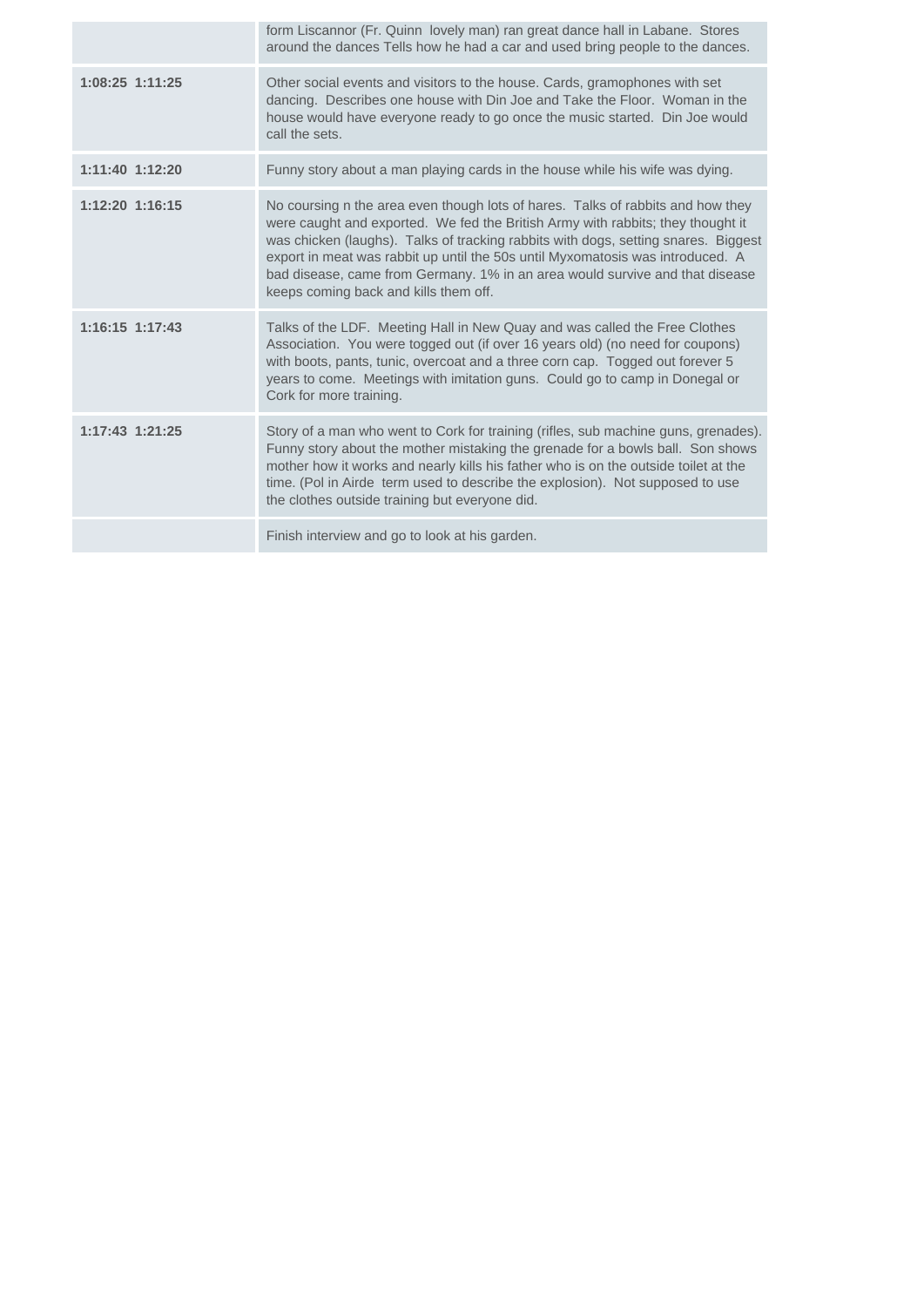| | |
|---|---|
| | form Liscannor (Fr. Quinn lovely man) ran great dance hall in Labane. Stores around the dances Tells how he had a car and used bring people to the dances. |
| **1:08:25 1:11:25** | Other social events and visitors to the house. Cards, gramophones with set dancing. Describes one house with Din Joe and Take the Floor. Woman in the house would have everyone ready to go once the music started. Din Joe would call the sets. |
| **1:11:40 1:12:20** | Funny story about a man playing cards in the house while his wife was dying. |
| **1:12:20 1:16:15** | No coursing n the area even though lots of hares. Talks of rabbits and how they were caught and exported. We fed the British Army with rabbits; they thought it was chicken (laughs). Talks of tracking rabbits with dogs, setting snares. Biggest export in meat was rabbit up until the 50s until Myxomatosis was introduced. A bad disease, came from Germany. 1% in an area would survive and that disease keeps coming back and kills them off. |
| **1:16:15 1:17:43** | Talks of the LDF. Meeting Hall in New Quay and was called the Free Clothes Association. You were togged out (if over 16 years old) (no need for coupons) with boots, pants, tunic, overcoat and a three corn cap. Togged out forever 5 years to come. Meetings with imitation guns. Could go to camp in Donegal or Cork for more training. |
| **1:17:43 1:21:25** | Story of a man who went to Cork for training (rifles, sub machine guns, grenades). Funny story about the mother mistaking the grenade for a bowls ball. Son shows mother how it works and nearly kills his father who is on the outside toilet at the time. (Pol in Airde term used to describe the explosion). Not supposed to use the clothes outside training but everyone did. |
| | Finish interview and go to look at his garden. |